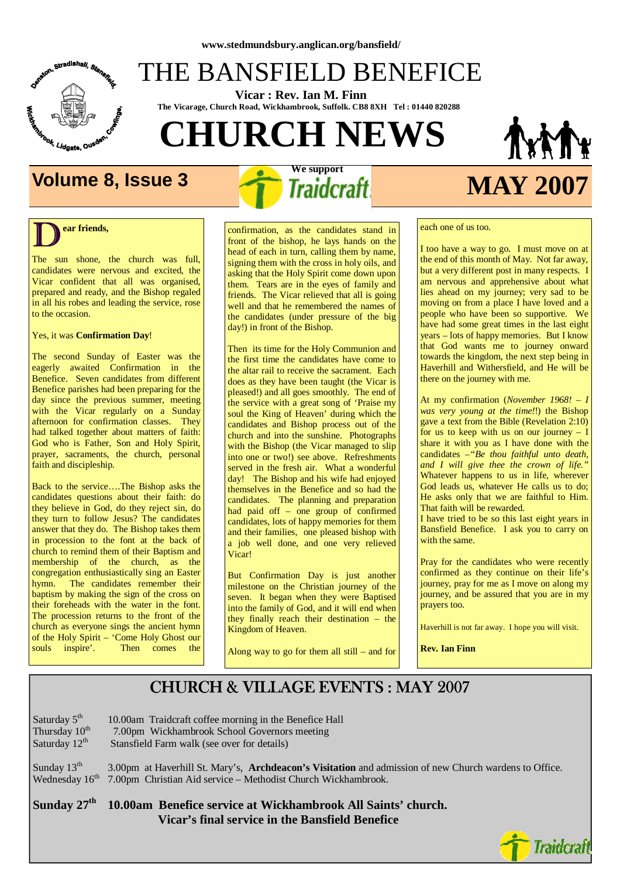www.stedmundsbury.anglican.org/bansfield/

# THE BANSFIELD BENEFICE

**Vicar : Rev. Ian M. Finn**

**The Vicarage, Church Road, Wickhambrook, Suffolk. CB8 8XH Tel : 01440 820288**

# CHURCH NEWS

## Volume 8, Issue 3

**We support** Traidcraft

## MAY 2007

**Dear friends,**

The sun shone, the church was full, candidates were nervous and excited, the Vicar confident that all was organised, prepared and ready, and the Bishop regaled in all his robes and leading the service, rose to the occasion.

Yes, it was **Confirmation Day**!

The second Sunday of Easter was the eagerly awaited Confirmation in the Benefice. Seven candidates from different Benefice parishes had been preparing for the day since the previous summer, meeting with the Vicar regularly on a Sunday afternoon for confirmation classes. They had talked together about matters of faith: God who is Father, Son and Holy Spirit, prayer, sacraments, the church, personal faith and discipleship.

Back to the service….The Bishop asks the candidates questions about their faith: do they believe in God, do they reject sin, do they turn to follow Jesus? The candidates answer that they do. The Bishop takes them in procession to the font at the back of church to remind them of their Baptism and membership of the church, as the congregation enthusiastically sing an Easter hymn. The candidates remember their baptism by making the sign of the cross on their foreheads with the water in the font. The procession returns to the front of the church as everyone sings the ancient hymn of the Holy Spirit – 'Come Holy Ghost our souls inspire'. Then comes the confirmation, as the candidates stand in front of the bishop, he lays hands on the head of each in turn, calling them by name, signing them with the cross in holy oils, and asking that the Holy Spirit come down upon them. Tears are in the eyes of family and friends. The Vicar relieved that all is going well and that he remembered the names of the candidates (under pressure of the big day!) in front of the Bishop.

Then its time for the Holy Communion and the first time the candidates have come to the altar rail to receive the sacrament. Each does as they have been taught (the Vicar is pleased!) and all goes smoothly. The end of the service with a great song of 'Praise my soul the King of Heaven' during which the candidates and Bishop process out of the church and into the sunshine. Photographs with the Bishop (the Vicar managed to slip into one or two!) see above. Refreshments served in the fresh air. What a wonderful day! The Bishop and his wife had enjoyed themselves in the Benefice and so had the candidates. The planning and preparation had paid off – one group of confirmed candidates, lots of happy memories for them and their families, one pleased bishop with a job well done, and one very relieved Vicar!

But Confirmation Day is just another milestone on the Christian journey of the seven. It began when they were Baptised into the family of God, and it will end when they finally reach their destination – the Kingdom of Heaven.

Along way to go for them all still – and for each one of us too.

I too have a way to go. I must move on at the end of this month of May. Not far away, but a very different post in many respects. I am nervous and apprehensive about what lies ahead on my journey; very sad to be moving on from a place I have loved and a people who have been so supportive. We have had some great times in the last eight years – lots of happy memories. But I know that God wants me to journey onward towards the kingdom, the next step being in Haverhill and Withersfield, and He will be there on the journey with me.

At my confirmation (*November 1968! – I was very young at the time!*) the Bishop gave a text from the Bible (Revelation 2:10) for us to keep with us on our journey – I share it with you as I have done with the candidates –*"Be thou faithful unto death, and I will give thee the crown of life."* Whatever happens to us in life, wherever God leads us, whatever He calls us to do; He asks only that we are faithful to Him. That faith will be rewarded.
I have tried to be so this last eight years in Bansfield Benefice. I ask you to carry on with the same.

Pray for the candidates who were recently confirmed as they continue on their life's journey, pray for me as I move on along my journey, and be assured that you are in my prayers too.

Haverhill is not far away. I hope you will visit.

**Rev. Ian Finn**

## CHURCH & VILLAGE EVENTS : MAY 2007

| | |
|---|---|
| Saturday 5th | 10.00am Traidcraft coffee morning in the Benefice Hall |
| Thursday 10th | 7.00pm Wickhambrook School Governors meeting |
| Saturday 12th | Stansfield Farm walk (see over for details) |
| Sunday 13th | 3.00pm at Haverhill St. Mary's, **Archdeacon's Visitation** and admission of new Church wardens to Office. |
| Wednesday 16th | 7.00pm Christian Aid service – Methodist Church Wickhambrook. |
| **Sunday 27th** | **10.00am Benefice service at Wickhambrook All Saints' church. Vicar's final service in the Bansfield Benefice** |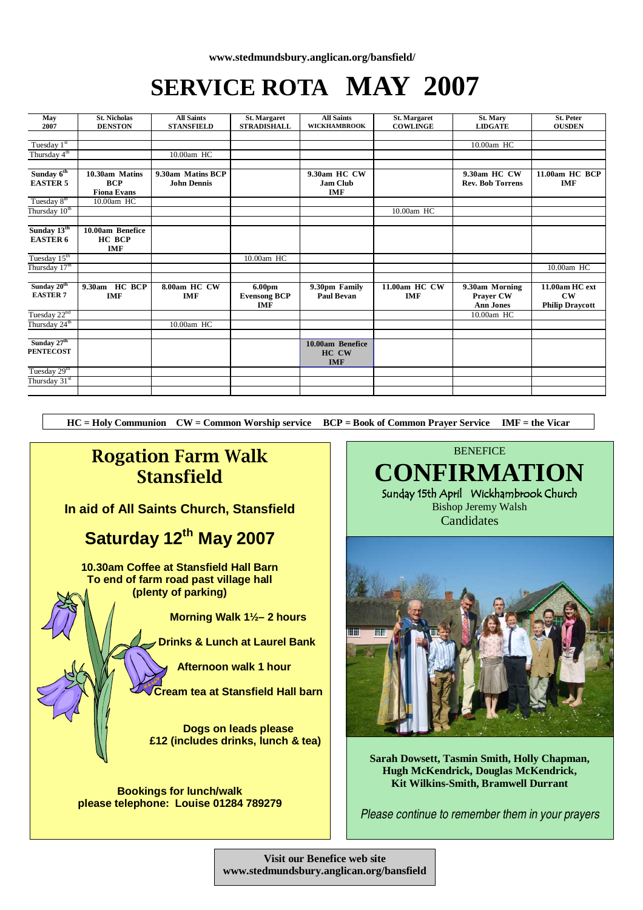www.stedmundsbury.anglican.org/bansfield/

# SERVICE ROTA MAY 2007

| May 2007 | St. Nicholas DENSTON | All Saints STANSFIELD | St. Margaret STRADISHALL | All Saints WICKHAMBROOK | St. Margaret COWLINGE | St. Mary LIDGATE | St. Peter OUSDEN |
|---|---|---|---|---|---|---|---|
| Tuesday 1st | | | | | | 10.00am HC | |
| Thursday 4th | | 10.00am HC | | | | | |
| **Sunday 6th EASTER 5** | **10.30am Matins BCP Fiona Evans** | **9.30am Matins BCP John Dennis** | | **9.30am HC CW Jam Club IMF** | | **9.30am HC CW Rev. Bob Torrens** | **11.00am HC BCP IMF** |
| Tuesday 8th | 10.00am HC | | | | | | |
| Thursday 10th | | | | | 10.00am HC | | |
| **Sunday 13th EASTER 6** | **10.00am Benefice HC BCP IMF** | | | | | | |
| Tuesday 15th | | | 10.00am HC | | | | |
| Thursday 17th | | | | | | | 10.00am HC |
| **Sunday 20th EASTER 7** | **9.30am HC BCP IMF** | **8.00am HC CW IMF** | **6.00pm Evensong BCP IMF** | **9.30pm Family Paul Bevan** | **11.00am HC CW IMF** | **9.30am Morning Prayer CW Ann Jones** | **11.00am HC ext CW Philip Draycott** |
| Tuesday 22nd | | | | | | 10.00am HC | |
| Thursday 24th | | 10.00am HC | | | | | |
| **Sunday 27th PENTECOST** | | | | **10.00am Benefice HC CW IMF** | | | |
| Tuesday 29th | | | | | | | |
| Thursday 31st | | | | | | | |

**HC = Holy Communion CW = Common Worship service BCP = Book of Common Prayer Service IMF = the Vicar**

## Rogation Farm Walk Stansfield

**In aid of All Saints Church, Stansfield**

## Saturday 12th May 2007

**10.30am Coffee at Stansfield Hall Barn**
**To end of farm road past village hall**
**(plenty of parking)**

**Morning Walk 1½– 2 hours**

**Drinks & Lunch at Laurel Bank**

**Afternoon walk 1 hour**

**Cream tea at Stansfield Hall barn**

**Dogs on leads please**
**£12 (includes drinks, lunch & tea)**

**Bookings for lunch/walk**
**please telephone: Louise 01284 789279**

BENEFICE

## CONFIRMATION

Sunday 15th April Wickhambrook Church

Bishop Jeremy Walsh

Candidates

**Sarah Dowsett, Tasmin Smith, Holly Chapman, Hugh McKendrick, Douglas McKendrick, Kit Wilkins-Smith, Bramwell Durrant**

*Please continue to remember them in your prayers*

**Visit our Benefice web site**
**www.stedmundsbury.anglican.org/bansfield**